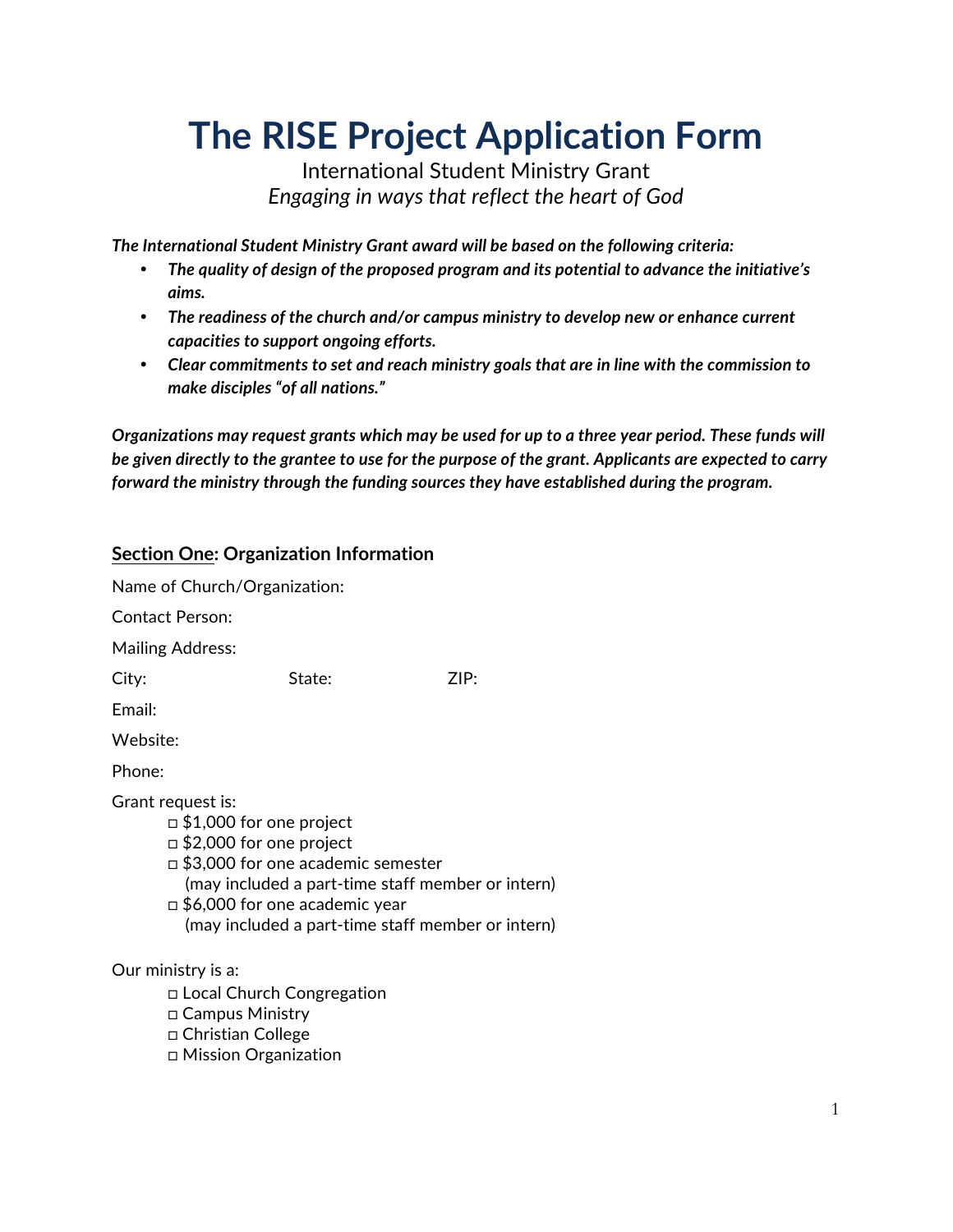# The RISE Project Application Form

International Student Ministry Grant

*Engaging in ways that reflect the heart of God*

***The International Student Ministry Grant award will be based on the following criteria:***

- ***The quality of design of the proposed program and its potential to advance the initiative's aims.***
- ***The readiness of the church and/or campus ministry to develop new or enhance current capacities to support ongoing efforts.***
- ***Clear commitments to set and reach ministry goals that are in line with the commission to make disciples "of all nations."***

***Organizations may request grants which may be used for up to a three year period. These funds will be given directly to the grantee to use for the purpose of the grant. Applicants are expected to carry forward the ministry through the funding sources they have established during the program.***

## Section One: Organization Information

Name of Church/Organization:

Contact Person:

Mailing Address:

City: State: ZIP:

Email:

Website:

Phone:

Grant request is:

- ◻ $1,000 for one project
- ◻ $2,000 for one project
- ◻ $3,000 for one academic semester (may included a part-time staff member or intern)
- ◻ $6,000 for one academic year (may included a part-time staff member or intern)

Our ministry is a:

- ◻ Local Church Congregation
- ◻ Campus Ministry
- ◻ Christian College
- ◻ Mission Organization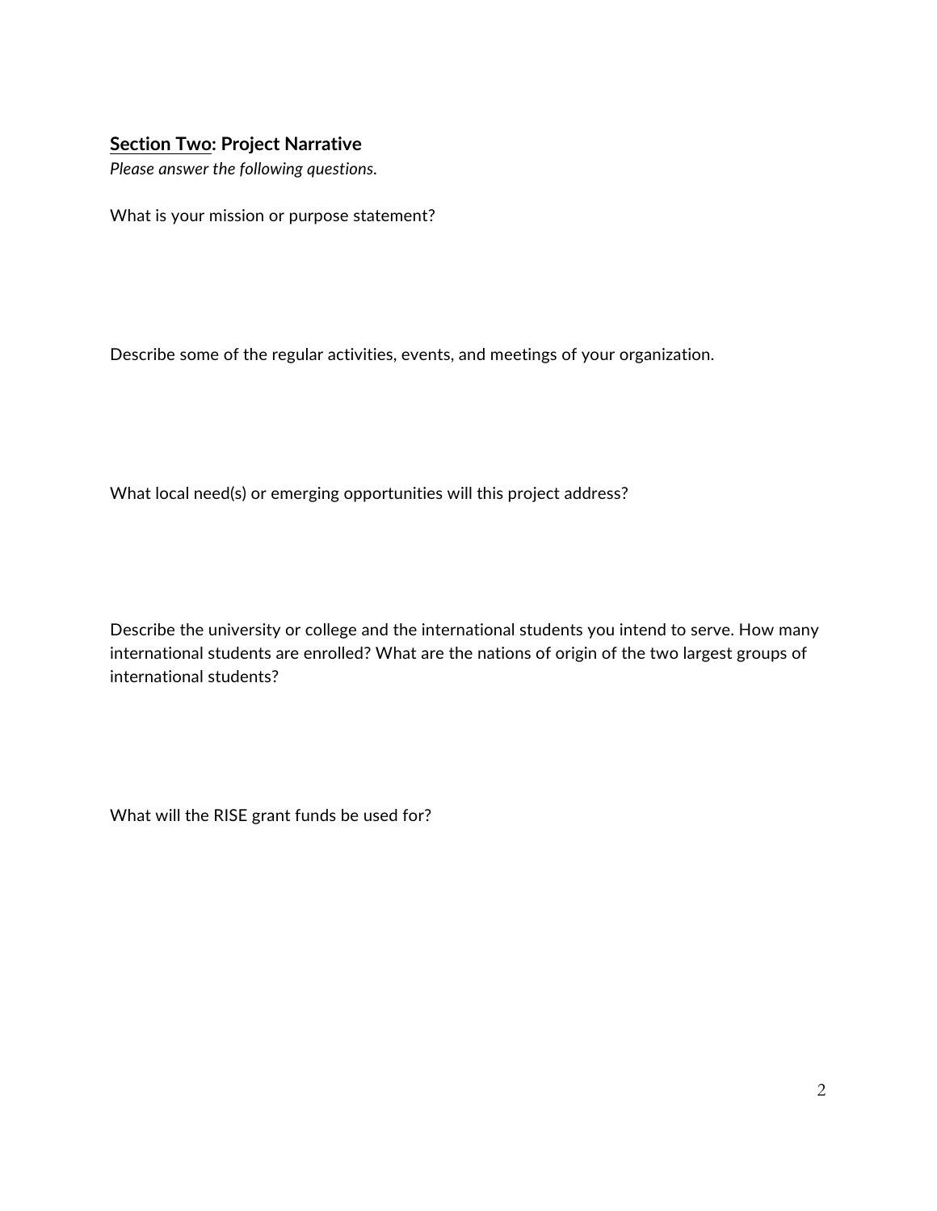**<u>Section Two</u>: Project Narrative**

*Please answer the following questions.*

What is your mission or purpose statement?

Describe some of the regular activities, events, and meetings of your organization.

What local need(s) or emerging opportunities will this project address?

Describe the university or college and the international students you intend to serve. How many international students are enrolled? What are the nations of origin of the two largest groups of international students?

What will the RISE grant funds be used for?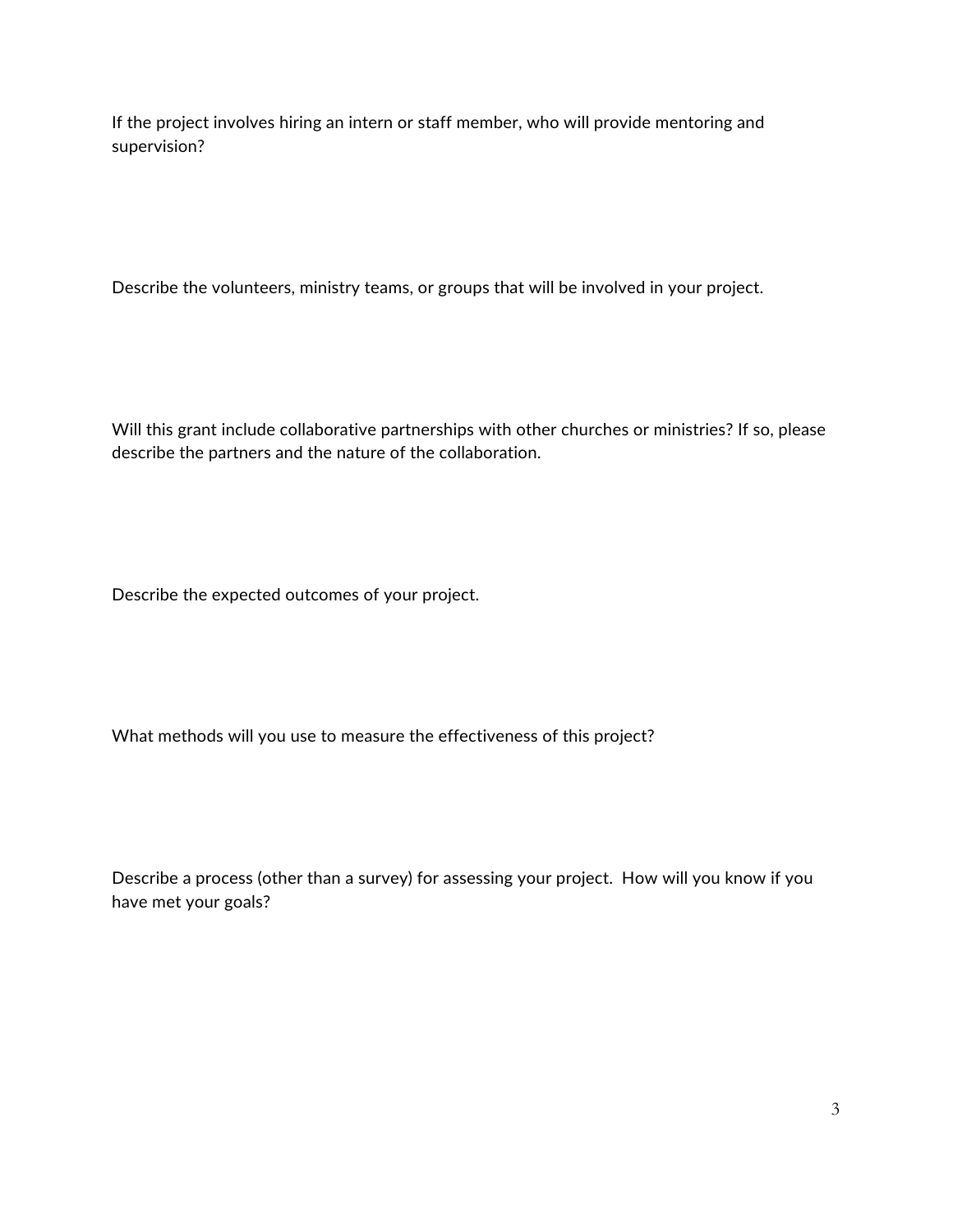If the project involves hiring an intern or staff member, who will provide mentoring and supervision?

Describe the volunteers, ministry teams, or groups that will be involved in your project.

Will this grant include collaborative partnerships with other churches or ministries? If so, please describe the partners and the nature of the collaboration.

Describe the expected outcomes of your project.

What methods will you use to measure the effectiveness of this project?

Describe a process (other than a survey) for assessing your project. How will you know if you have met your goals?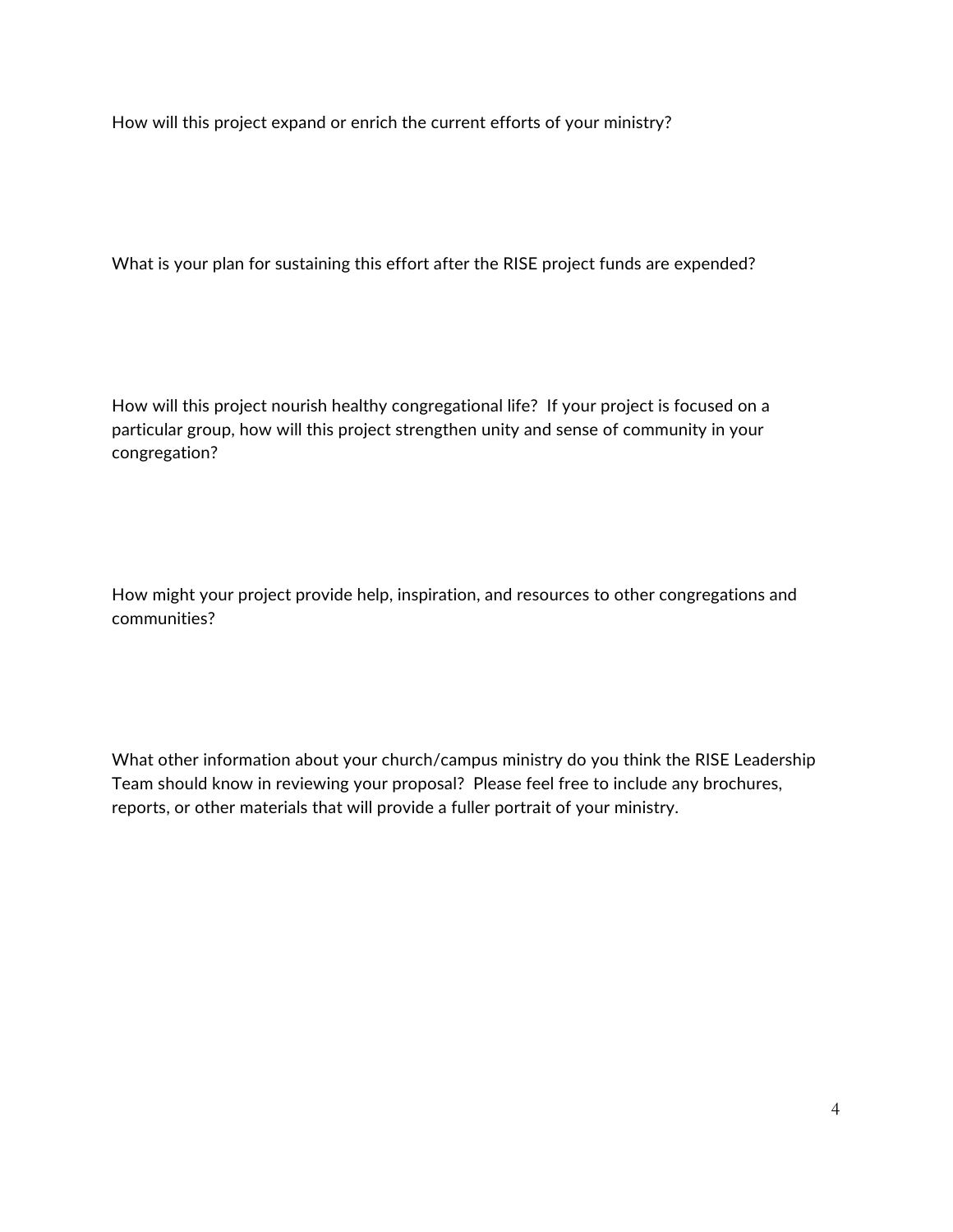How will this project expand or enrich the current efforts of your ministry?

What is your plan for sustaining this effort after the RISE project funds are expended?

How will this project nourish healthy congregational life?  If your project is focused on a particular group, how will this project strengthen unity and sense of community in your congregation?

How might your project provide help, inspiration, and resources to other congregations and communities?

What other information about your church/campus ministry do you think the RISE Leadership Team should know in reviewing your proposal?  Please feel free to include any brochures, reports, or other materials that will provide a fuller portrait of your ministry.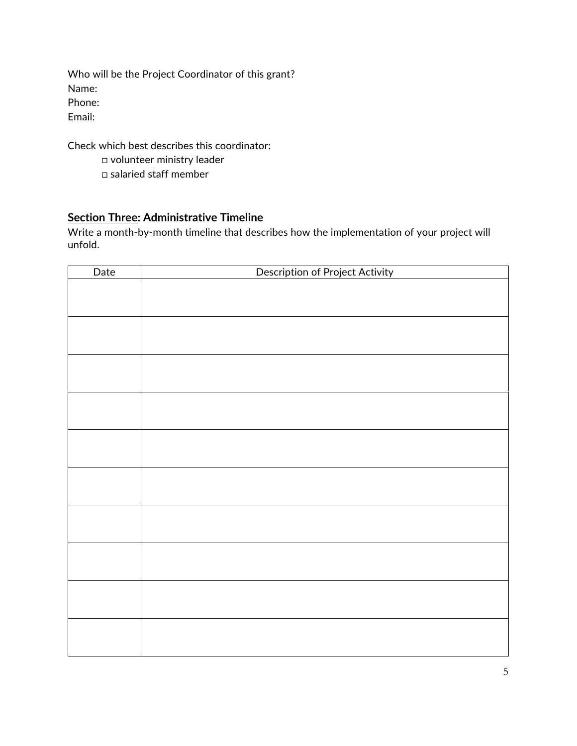Who will be the Project Coordinator of this grant?
Name:
Phone:
Email:

Check which best describes this coordinator:

- ◻ volunteer ministry leader
- ◻ salaried staff member

## **Section Three: Administrative Timeline**

Write a month-by-month timeline that describes how the implementation of your project will unfold.

| Date | Description of Project Activity |
|---|---|
| | |
| | |
| | |
| | |
| | |
| | |
| | |
| | |
| | |
| | |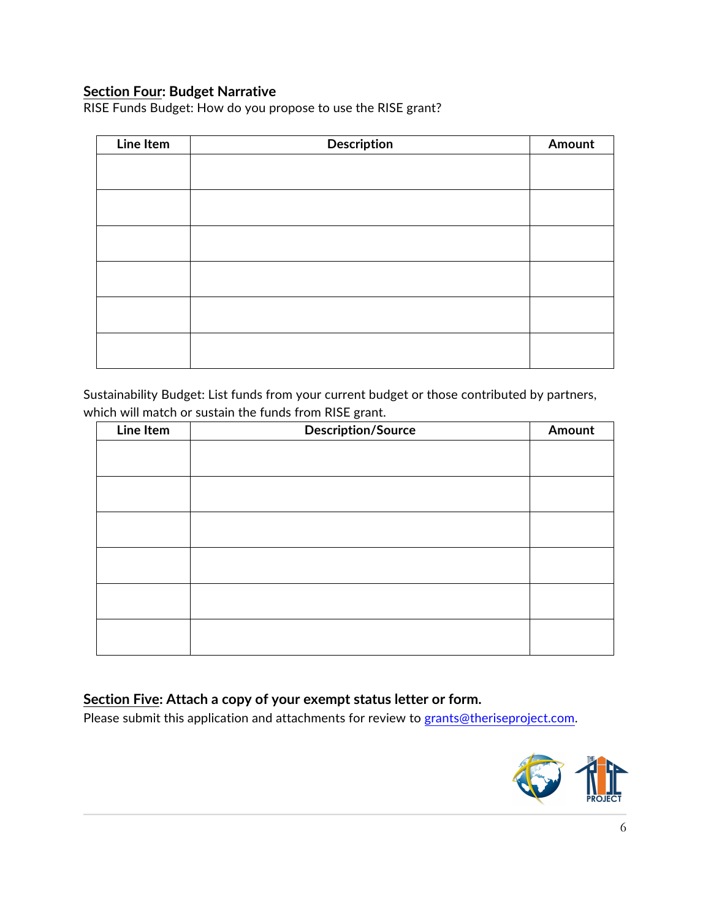## Section Four: Budget Narrative

RISE Funds Budget: How do you propose to use the RISE grant?

| Line Item | Description | Amount |
|---|---|---|
| | | |
| | | |
| | | |
| | | |
| | | |
| | | |

Sustainability Budget: List funds from your current budget or those contributed by partners, which will match or sustain the funds from RISE grant.

| Line Item | Description/Source | Amount |
|---|---|---|
| | | |
| | | |
| | | |
| | | |
| | | |
| | | |

## Section Five: Attach a copy of your exempt status letter or form.

Please submit this application and attachments for review to grants@theriseproject.com.